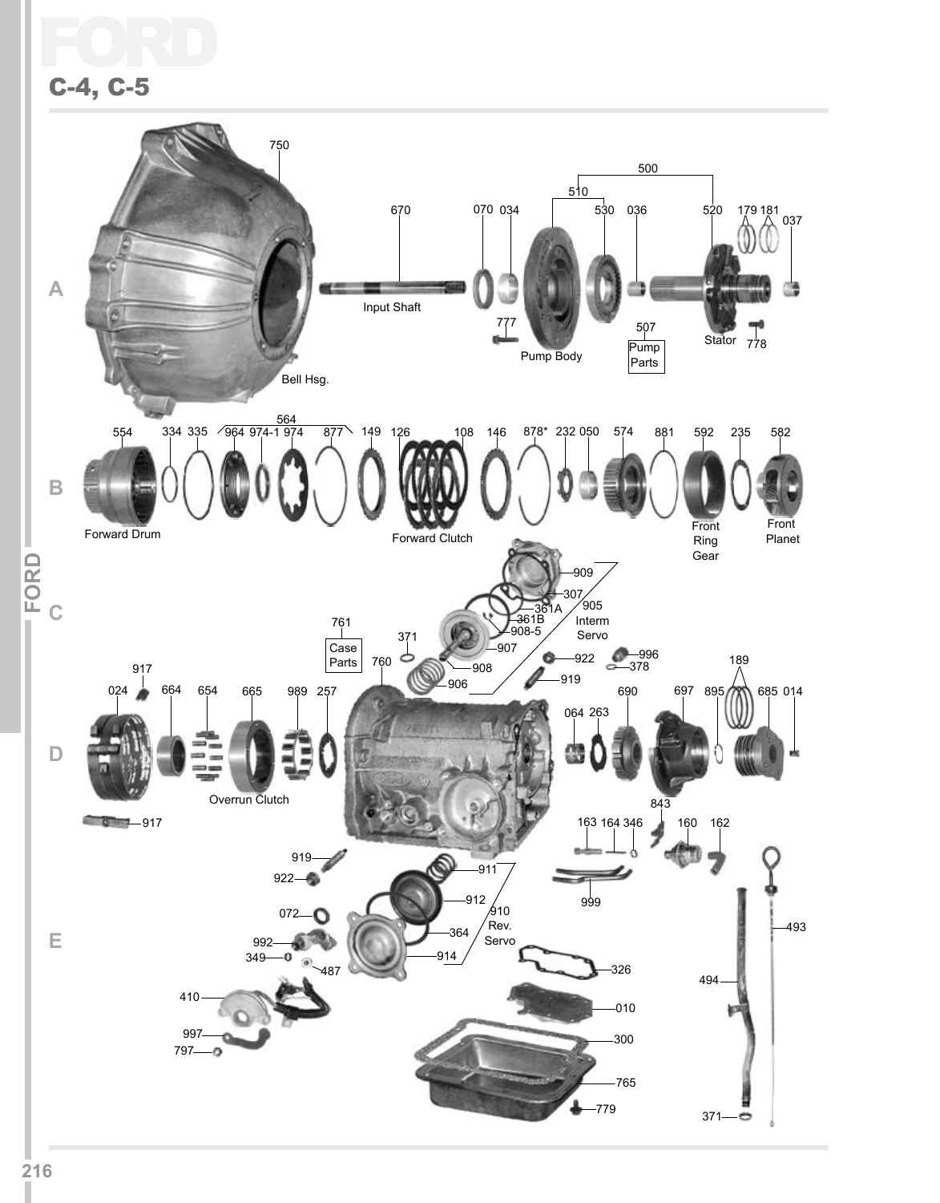# FORD

## C-4, C-5

A

750

Bell Hsg.

670

Input Shaft

070 034

777

500

510

530

Pump Body

036

507

Pump Parts

520

Stator

179 181

037

778

B

554

Forward Drum

334 335

564

964 974-1 974

877

149

126

108

Forward Clutch

146

878*

232 050

574

881

592

Front Ring Gear

235

582

Front Planet

C

909

307

361A

361B

908-5

907

908

906

905 Interm Servo

761

Case Parts

371

760

922

919

996

378

189

D

917

024

664

654

665

Overrun Clutch

989

257

064

263

690

697

843

895

685

014

917

163 164 346

160

162

999

E

919

922

911

912

910 Rev. Servo

364

914

072

992

349

487

410

997

797

326

010

300

765

779

494

493

371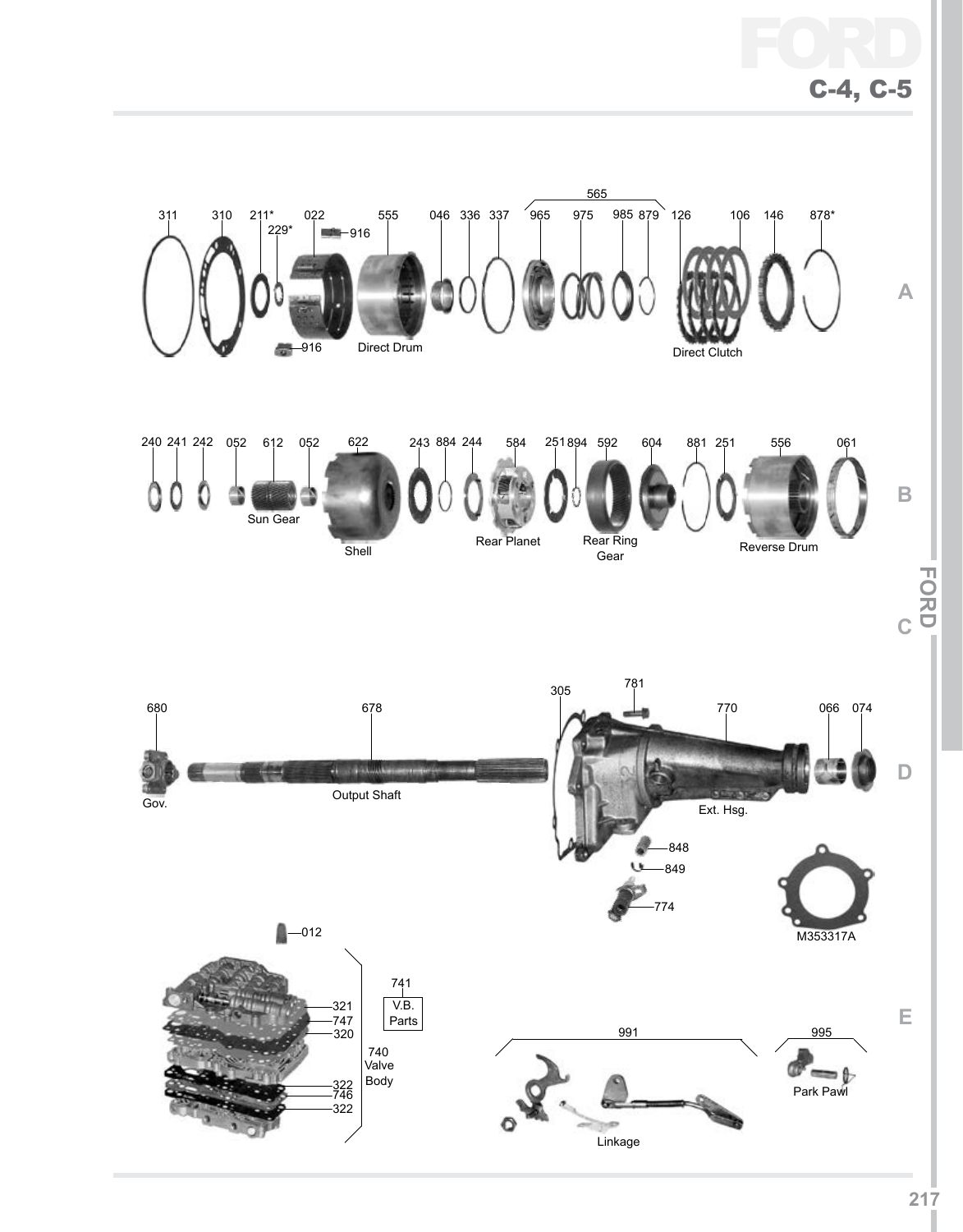# FORD

## C-4, C-5

311 310 211* 229* 022 916 555 046 336 337 565 965 975 985 879 126 106 146 878*

916 Direct Drum

Direct Clutch

A

240 241 242 052 612 052 622 243 884 244 584 251 894 592 604 881 251 556 061

Sun Gear

Shell

Rear Planet

Rear Ring Gear

Reverse Drum

B

FORD

C

680 678 305 781 770 066 074

Gov.

Output Shaft

Ext. Hsg.

848

849

774

M353317A

D

012

321
747
320
322
746
322

741 V.B. Parts

740 Valve Body

991

Linkage

995

Park Pawl

E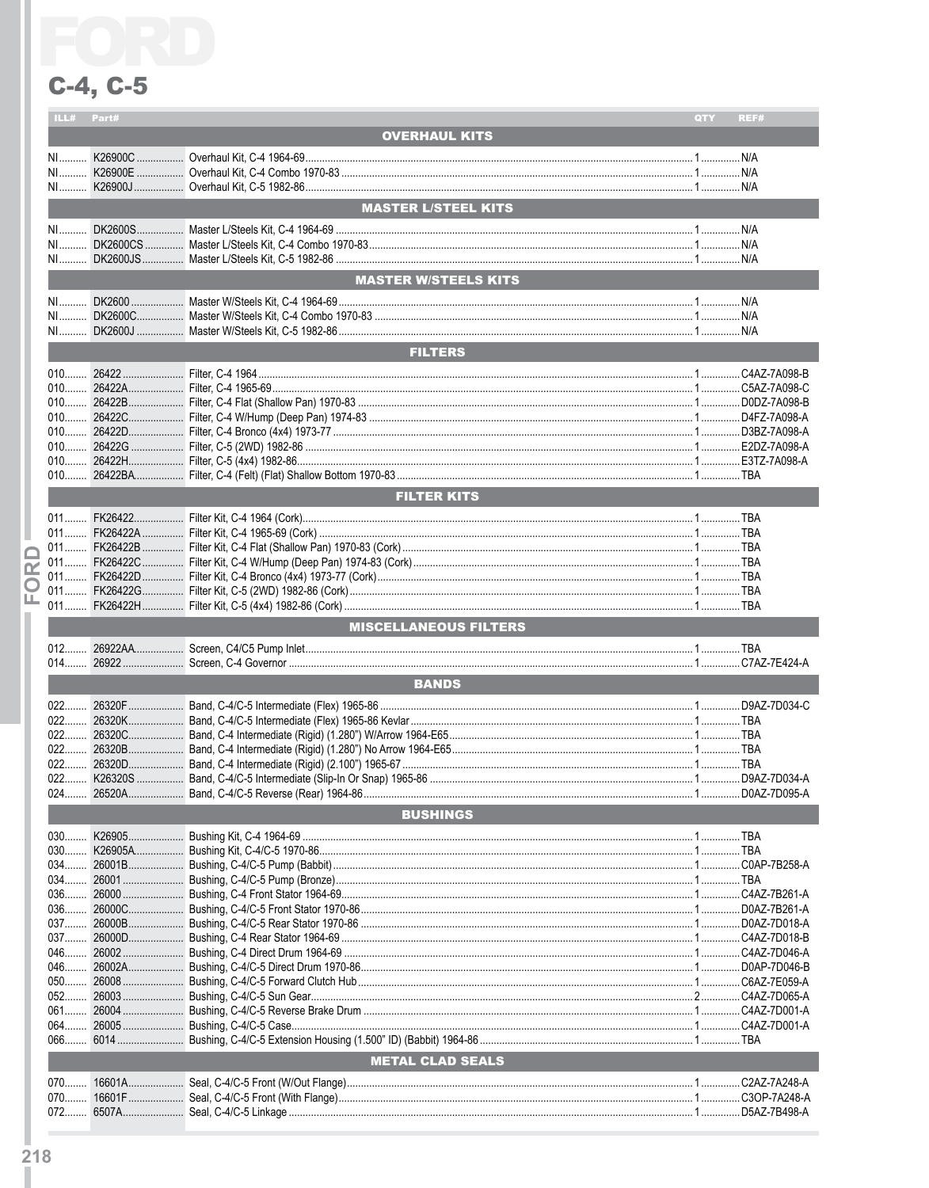# FORD

## C-4, C-5

| ILL# | Part# | | QTY | REF# |
|---|---|---|---|---|
| | | **OVERHAUL KITS** | | |
| NI | K26900C | Overhaul Kit, C-4 1964-69 | 1 | N/A |
| NI | K26900E | Overhaul Kit, C-4 Combo 1970-83 | 1 | N/A |
| NI | K26900J | Overhaul Kit, C-5 1982-86 | 1 | N/A |
| | | **MASTER L/STEEL KITS** | | |
| NI | DK2600S | Master L/Steels Kit, C-4 1964-69 | 1 | N/A |
| NI | DK2600CS | Master L/Steels Kit, C-4 Combo 1970-83 | 1 | N/A |
| NI | DK2600JS | Master L/Steels Kit, C-5 1982-86 | 1 | N/A |
| | | **MASTER W/STEELS KITS** | | |
| NI | DK2600 | Master W/Steels Kit, C-4 1964-69 | 1 | N/A |
| NI | DK2600C | Master W/Steels Kit, C-4 Combo 1970-83 | 1 | N/A |
| NI | DK2600J | Master W/Steels Kit, C-5 1982-86 | 1 | N/A |
| | | **FILTERS** | | |
| 010 | 26422 | Filter, C-4 1964 | 1 | C4AZ-7A098-B |
| 010 | 26422A | Filter, C-4 1965-69 | 1 | C5AZ-7A098-C |
| 010 | 26422B | Filter, C-4 Flat (Shallow Pan) 1970-83 | 1 | D0DZ-7A098-B |
| 010 | 26422C | Filter, C-4 W/Hump (Deep Pan) 1974-83 | 1 | D4FZ-7A098-A |
| 010 | 26422D | Filter, C-4 Bronco (4x4) 1973-77 | 1 | D3BZ-7A098-A |
| 010 | 26422G | Filter, C-5 (2WD) 1982-86 | 1 | E2DZ-7A098-A |
| 010 | 26422H | Filter, C-5 (4x4) 1982-86 | 1 | E3TZ-7A098-A |
| 010 | 26422BA | Filter, C-4 (Felt) (Flat) Shallow Bottom 1970-83 | 1 | TBA |
| | | **FILTER KITS** | | |
| 011 | FK26422 | Filter Kit, C-4 1964 (Cork) | 1 | TBA |
| 011 | FK26422A | Filter Kit, C-4 1965-69 (Cork) | 1 | TBA |
| 011 | FK26422B | Filter Kit, C-4 Flat (Shallow Pan) 1970-83 (Cork) | 1 | TBA |
| 011 | FK26422C | Filter Kit, C-4 W/Hump (Deep Pan) 1974-83 (Cork) | 1 | TBA |
| 011 | FK26422D | Filter Kit, C-4 Bronco (4x4) 1973-77 (Cork) | 1 | TBA |
| 011 | FK26422G | Filter Kit, C-5 (2WD) 1982-86 (Cork) | 1 | TBA |
| 011 | FK26422H | Filter Kit, C-5 (4x4) 1982-86 (Cork) | 1 | TBA |
| | | **MISCELLANEOUS FILTERS** | | |
| 012 | 26922AA | Screen, C4/C5 Pump Inlet | 1 | TBA |
| 014 | 26922 | Screen, C-4 Governor | 1 | C7AZ-7E424-A |
| | | **BANDS** | | |
| 022 | 26320F | Band, C-4/C-5 Intermediate (Flex) 1965-86 | 1 | D9AZ-7D034-C |
| 022 | 26320K | Band, C-4/C-5 Intermediate (Flex) 1965-86 Kevlar | 1 | TBA |
| 022 | 26320C | Band, C-4 Intermediate (Rigid) (1.280") W/Arrow 1964-E65 | 1 | TBA |
| 022 | 26320B | Band, C-4 Intermediate (Rigid) (1.280") No Arrow 1964-E65 | 1 | TBA |
| 022 | 26320D | Band, C-4 Intermediate (Rigid) (2.100") 1965-67 | 1 | TBA |
| 022 | K26320S | Band, C-4/C-5 Intermediate (Slip-In Or Snap) 1965-86 | 1 | D9AZ-7D034-A |
| 024 | 26520A | Band, C-4/C-5 Reverse (Rear) 1964-86 | 1 | D0AZ-7D095-A |
| | | **BUSHINGS** | | |
| 030 | K26905 | Bushing Kit, C-4 1964-69 | 1 | TBA |
| 030 | K26905A | Bushing Kit, C-4/C-5 1970-86 | 1 | TBA |
| 034 | 26001B | Bushing, C-4/C-5 Pump (Babbit) | 1 | C0AP-7B258-A |
| 034 | 26001 | Bushing, C-4/C-5 Pump (Bronze) | 1 | TBA |
| 036 | 26000 | Bushing, C-4 Front Stator 1964-69 | 1 | C4AZ-7B261-A |
| 036 | 26000C | Bushing, C-4/C-5 Front Stator 1970-86 | 1 | D0AZ-7B261-A |
| 037 | 26000B | Bushing, C-4/C-5 Rear Stator 1970-86 | 1 | D0AZ-7D018-A |
| 037 | 26000D | Bushing, C-4 Rear Stator 1964-69 | 1 | C4AZ-7D018-B |
| 046 | 26002 | Bushing, C-4 Direct Drum 1964-69 | 1 | C4AZ-7D046-A |
| 046 | 26002A | Bushing, C-4/C-5 Direct Drum 1970-86 | 1 | D0AP-7D046-B |
| 050 | 26008 | Bushing, C-4/C-5 Forward Clutch Hub | 1 | C6AZ-7E059-A |
| 052 | 26003 | Bushing, C-4/C-5 Sun Gear | 2 | C4AZ-7D065-A |
| 061 | 26004 | Bushing, C-4/C-5 Reverse Brake Drum | 1 | C4AZ-7D001-A |
| 064 | 26005 | Bushing, C-4/C-5 Case | 1 | C4AZ-7D001-A |
| 066 | 6014 | Bushing, C-4/C-5 Extension Housing (1.500" ID) (Babbit) 1964-86 | 1 | TBA |
| | | **METAL CLAD SEALS** | | |
| 070 | 16601A | Seal, C-4/C-5 Front (W/Out Flange) | 1 | C2AZ-7A248-A |
| 070 | 16601F | Seal, C-4/C-5 Front (With Flange) | 1 | C3OP-7A248-A |
| 072 | 6507A | Seal, C-4/C-5 Linkage | 1 | D5AZ-7B498-A |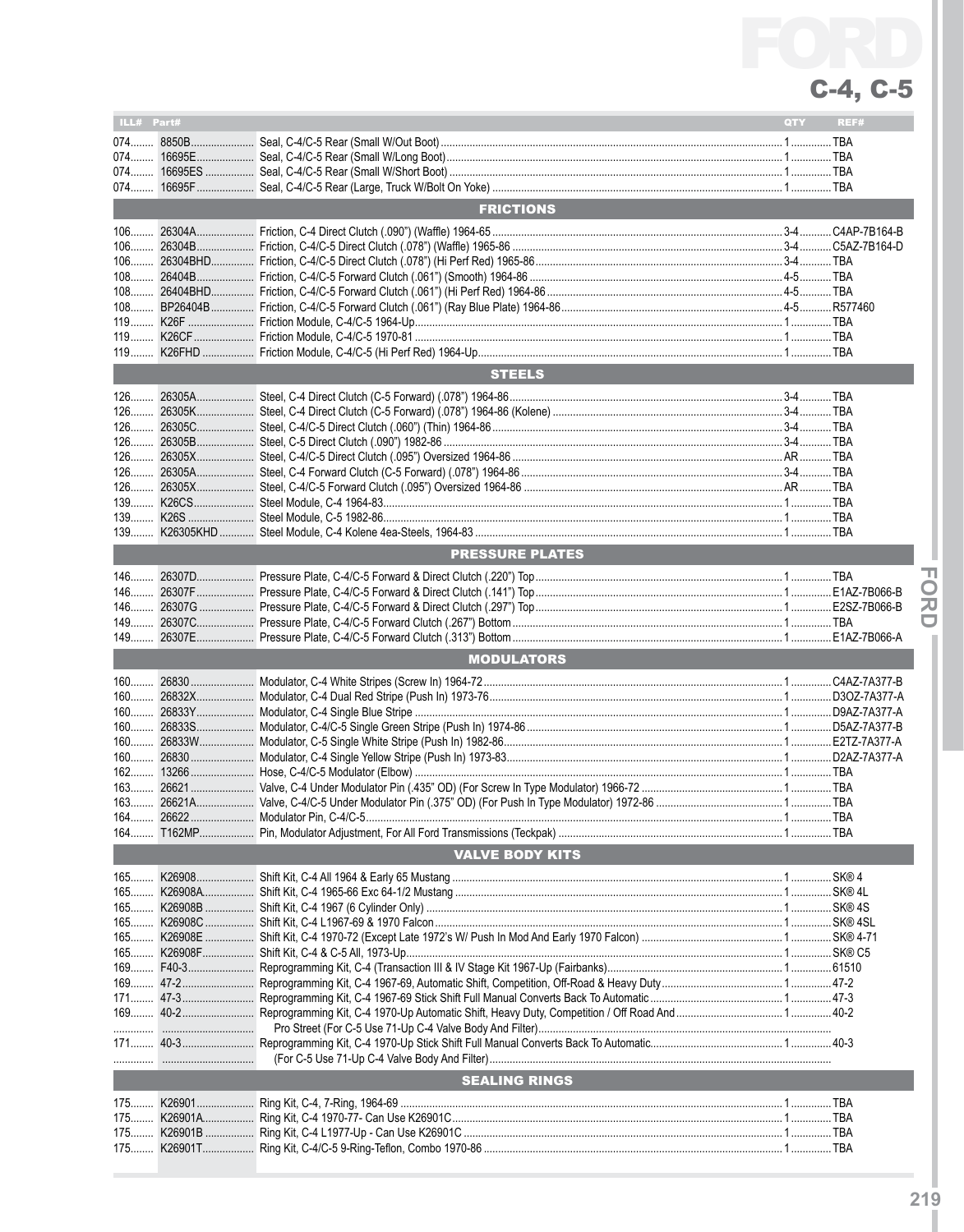# FORD

## C-4, C-5

| ILL# | Part# | | QTY | REF# |
|---|---|---|---|---|
| 074 | 8850B | Seal, C-4/C-5 Rear (Small W/Out Boot) | 1 | TBA |
| 074 | 16695E | Seal, C-4/C-5 Rear (Small W/Long Boot) | 1 | TBA |
| 074 | 16695ES | Seal, C-4/C-5 Rear (Small W/Short Boot) | 1 | TBA |
| 074 | 16695F | Seal, C-4/C-5 Rear (Large, Truck W/Bolt On Yoke) | 1 | TBA |
| | | **FRICTIONS** | | |
| 106 | 26304A | Friction, C-4 Direct Clutch (.090") (Waffle) 1964-65 | 3-4 | C4AP-7B164-B |
| 106 | 26304B | Friction, C-4/C-5 Direct Clutch (.078") (Waffle) 1965-86 | 3-4 | C5AZ-7B164-D |
| 106 | 26304BHD | Friction, C-4/C-5 Direct Clutch (.078") (Hi Perf Red) 1965-86 | 3-4 | TBA |
| 108 | 26404B | Friction, C-4/C-5 Forward Clutch (.061") (Smooth) 1964-86 | 4-5 | TBA |
| 108 | 26404BHD | Friction, C-4/C-5 Forward Clutch (.061") (Hi Perf Red) 1964-86 | 4-5 | TBA |
| 108 | BP26404B | Friction, C-4/C-5 Forward Clutch (.061") (Ray Blue Plate) 1964-86 | 4-5 | R577460 |
| 119 | K26F | Friction Module, C-4/C-5 1964-Up | 1 | TBA |
| 119 | K26CF | Friction Module, C-4/C-5 1970-81 | 1 | TBA |
| 119 | K26FHD | Friction Module, C-4/C-5 (Hi Perf Red) 1964-Up | 1 | TBA |
| | | **STEELS** | | |
| 126 | 26305A | Steel, C-4 Direct Clutch (C-5 Forward) (.078") 1964-86 | 3-4 | TBA |
| 126 | 26305K | Steel, C-4 Direct Clutch (C-5 Forward) (.078") 1964-86 (Kolene) | 3-4 | TBA |
| 126 | 26305C | Steel, C-4/C-5 Direct Clutch (.060") (Thin) 1964-86 | 3-4 | TBA |
| 126 | 26305B | Steel, C-5 Direct Clutch (.090") 1982-86 | 3-4 | TBA |
| 126 | 26305X | Steel, C-4/C-5 Direct Clutch (.095") Oversized 1964-86 | AR | TBA |
| 126 | 26305A | Steel, C-4 Forward Clutch (C-5 Forward) (.078") 1964-86 | 3-4 | TBA |
| 126 | 26305X | Steel, C-4/C-5 Forward Clutch (.095") Oversized 1964-86 | AR | TBA |
| 139 | K26CS | Steel Module, C-4 1964-83 | 1 | TBA |
| 139 | K26S | Steel Module, C-5 1982-86 | 1 | TBA |
| 139 | K26305KHD | Steel Module, C-4 Kolene 4ea-Steels, 1964-83 | 1 | TBA |
| | | **PRESSURE PLATES** | | |
| 146 | 26307D | Pressure Plate, C-4/C-5 Forward & Direct Clutch (.220") Top | 1 | TBA |
| 146 | 26307F | Pressure Plate, C-4/C-5 Forward & Direct Clutch (.141") Top | 1 | E1AZ-7B066-B |
| 146 | 26307G | Pressure Plate, C-4/C-5 Forward & Direct Clutch (.297") Top | 1 | E2SZ-7B066-B |
| 149 | 26307C | Pressure Plate, C-4/C-5 Forward Clutch (.267") Bottom | 1 | TBA |
| 149 | 26307E | Pressure Plate, C-4/C-5 Forward Clutch (.313") Bottom | 1 | E1AZ-7B066-A |
| | | **MODULATORS** | | |
| 160 | 26830 | Modulator, C-4 White Stripes (Screw In) 1964-72 | 1 | C4AZ-7A377-B |
| 160 | 26832X | Modulator, C-4 Dual Red Stripe (Push In) 1973-76 | 1 | D3OZ-7A377-A |
| 160 | 26833Y | Modulator, C-4 Single Blue Stripe | 1 | D9AZ-7A377-A |
| 160 | 26833S | Modulator, C-4/C-5 Single Green Stripe (Push In) 1974-86 | 1 | D5AZ-7A377-B |
| 160 | 26833W | Modulator, C-5 Single White Stripe (Push In) 1982-86 | 1 | E2TZ-7A377-A |
| 160 | 26830 | Modulator, C-4 Single Yellow Stripe (Push In) 1973-83 | 1 | D2AZ-7A377-A |
| 162 | 13266 | Hose, C-4/C-5 Modulator (Elbow) | 1 | TBA |
| 163 | 26621 | Valve, C-4 Under Modulator Pin (.435" OD) (For Screw In Type Modulator) 1966-72 | 1 | TBA |
| 163 | 26621A | Valve, C-4/C-5 Under Modulator Pin (.375" OD) (For Push In Type Modulator) 1972-86 | 1 | TBA |
| 164 | 26622 | Modulator Pin, C-4/C-5 | 1 | TBA |
| 164 | T162MP | Pin, Modulator Adjustment, For All Ford Transmissions (Teckpak) | 1 | TBA |
| | | **VALVE BODY KITS** | | |
| 165 | K26908 | Shift Kit, C-4 All 1964 & Early 65 Mustang | 1 | SK® 4 |
| 165 | K26908A | Shift Kit, C-4 1965-66 Exc 64-1/2 Mustang | 1 | SK® 4L |
| 165 | K26908B | Shift Kit, C-4 1967 (6 Cylinder Only) | 1 | SK® 4S |
| 165 | K26908C | Shift Kit, C-4 L1967-69 & 1970 Falcon | 1 | SK® 4SL |
| 165 | K26908E | Shift Kit, C-4 1970-72 (Except Late 1972's W/ Push In Mod And Early 1970 Falcon) | 1 | SK® 4-71 |
| 165 | K26908F | Shift Kit, C-4 & C-5 All, 1973-Up | 1 | SK® C5 |
| 169 | F40-3 | Reprogramming Kit, C-4 (Transaction III & IV Stage Kit 1967-Up (Fairbanks) | 1 | 61510 |
| 169 | 47-2 | Reprogramming Kit, C-4 1967-69, Automatic Shift, Competition, Off-Road & Heavy Duty | 1 | 47-2 |
| 171 | 47-3 | Reprogramming Kit, C-4 1967-69 Stick Shift Full Manual Converts Back To Automatic | 1 | 47-3 |
| 169 | 40-2 | Reprogramming Kit, C-4 1970-Up Automatic Shift, Heavy Duty, Competition / Off Road And | 1 | 40-2 |
| | | Pro Street (For C-5 Use 71-Up C-4 Valve Body And Filter) | | |
| 171 | 40-3 | Reprogramming Kit, C-4 1970-Up Stick Shift Full Manual Converts Back To Automatic | 1 | 40-3 |
| | | (For C-5 Use 71-Up C-4 Valve Body And Filter) | | |
| | | **SEALING RINGS** | | |
| 175 | K26901 | Ring Kit, C-4, 7-Ring, 1964-69 | 1 | TBA |
| 175 | K26901A | Ring Kit, C-4 1970-77- Can Use K26901C | 1 | TBA |
| 175 | K26901B | Ring Kit, C-4 L1977-Up - Can Use K26901C | 1 | TBA |
| 175 | K26901T | Ring Kit, C-4/C-5 9-Ring-Teflon, Combo 1970-86 | 1 | TBA |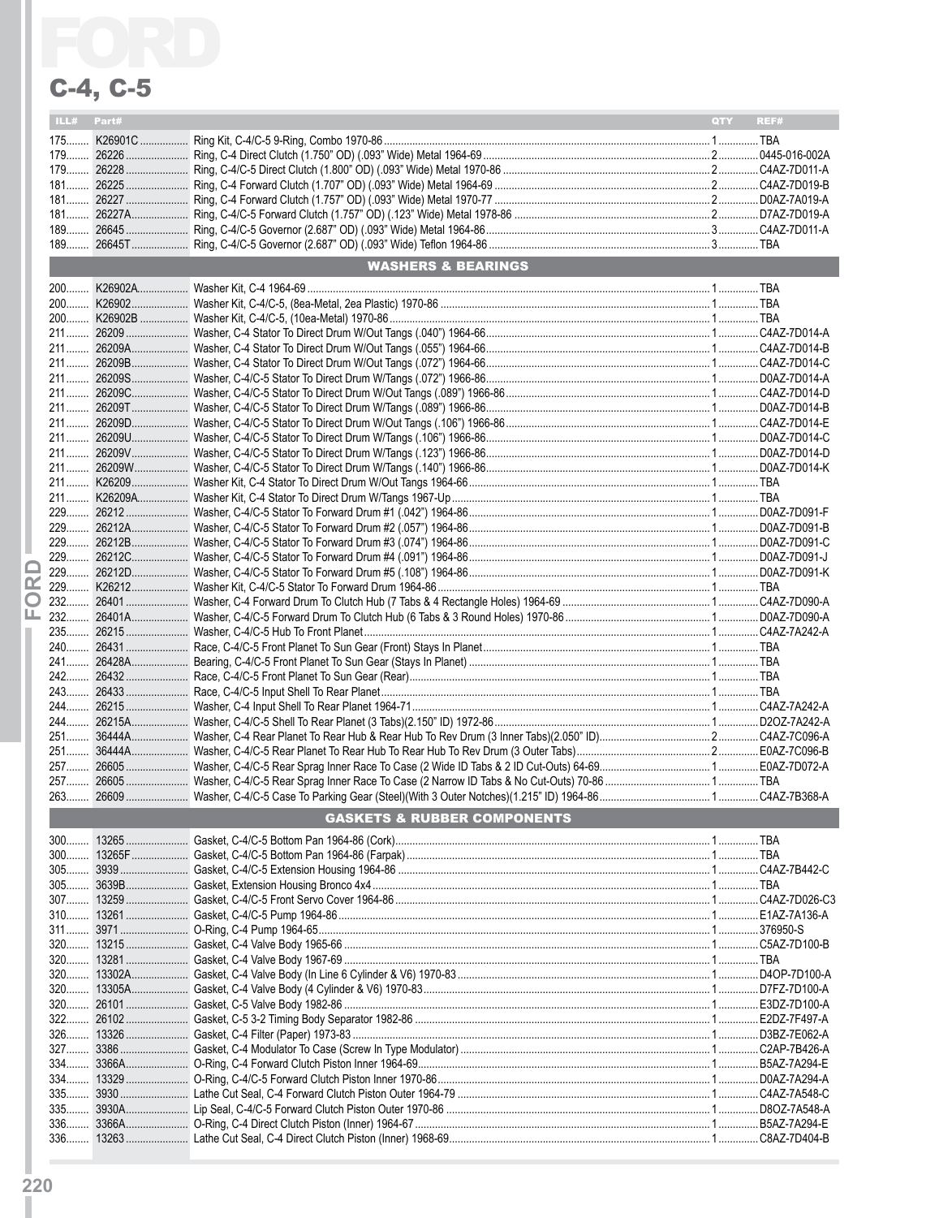# C-4, C-5

| ILL# | Part# | | QTY | REF# |
|---|---|---|---|---|
| 175 | K26901C | Ring Kit, C-4/C-5 9-Ring, Combo 1970-86 | 1 | TBA |
| 179 | 26226 | Ring, C-4 Direct Clutch (1.750" OD) (.093" Wide) Metal 1964-69 | 2 | 0445-016-002A |
| 179 | 26228 | Ring, C-4/C-5 Direct Clutch (1.800" OD) (.093" Wide) Metal 1970-86 | 2 | C4AZ-7D011-A |
| 181 | 26225 | Ring, C-4 Forward Clutch (1.707" OD) (.093" Wide) Metal 1964-69 | 2 | C4AZ-7D019-B |
| 181 | 26227 | Ring, C-4 Forward Clutch (1.757" OD) (.093" Wide) Metal 1970-77 | 2 | D0AZ-7A019-A |
| 181 | 26227A | Ring, C-4/C-5 Forward Clutch (1.757" OD) (.123" Wide) Metal 1978-86 | 2 | D7AZ-7D019-A |
| 189 | 26645 | Ring, C-4/C-5 Governor (2.687" OD) (.093" Wide) Metal 1964-86 | 3 | C4AZ-7D011-A |
| 189 | 26645T | Ring, C-4/C-5 Governor (2.687" OD) (.093" Wide) Teflon 1964-86 | 3 | TBA |
| | | **WASHERS & BEARINGS** | | |
| 200 | K26902A | Washer Kit, C-4 1964-69 | 1 | TBA |
| 200 | K26902 | Washer Kit, C-4/C-5, (8ea-Metal, 2ea Plastic) 1970-86 | 1 | TBA |
| 200 | K26902B | Washer Kit, C-4/C-5, (10ea-Metal) 1970-86 | 1 | TBA |
| 211 | 26209 | Washer, C-4 Stator To Direct Drum W/Out Tangs (.040") 1964-66 | 1 | C4AZ-7D014-A |
| 211 | 26209A | Washer, C-4 Stator To Direct Drum W/Out Tangs (.055") 1964-66 | 1 | C4AZ-7D014-B |
| 211 | 26209B | Washer, C-4 Stator To Direct Drum W/Out Tangs (.072") 1964-66 | 1 | C4AZ-7D014-C |
| 211 | 26209S | Washer, C-4/C-5 Stator To Direct Drum W/Tangs (.072") 1966-86 | 1 | D0AZ-7D014-A |
| 211 | 26209C | Washer, C-4/C-5 Stator To Direct Drum W/Out Tangs (.089") 1966-86 | 1 | C4AZ-7D014-D |
| 211 | 26209T | Washer, C-4/C-5 Stator To Direct Drum W/Tangs (.089") 1966-86 | 1 | D0AZ-7D014-B |
| 211 | 26209D | Washer, C-4/C-5 Stator To Direct Drum W/Out Tangs (.106") 1966-86 | 1 | C4AZ-7D014-E |
| 211 | 26209U | Washer, C-4/C-5 Stator To Direct Drum W/Tangs (.106") 1966-86 | 1 | D0AZ-7D014-C |
| 211 | 26209V | Washer, C-4/C-5 Stator To Direct Drum W/Tangs (.123") 1966-86 | 1 | D0AZ-7D014-D |
| 211 | 26209W | Washer, C-4/C-5 Stator To Direct Drum W/Tangs (.140") 1966-86 | 1 | D0AZ-7D014-K |
| 211 | K26209 | Washer Kit, C-4 Stator To Direct Drum W/Out Tangs 1964-66 | 1 | TBA |
| 211 | K26209A | Washer Kit, C-4 Stator To Direct Drum W/Tangs 1967-Up | 1 | TBA |
| 229 | 26212 | Washer, C-4/C-5 Stator To Forward Drum #1 (.042") 1964-86 | 1 | D0AZ-7D091-F |
| 229 | 26212A | Washer, C-4/C-5 Stator To Forward Drum #2 (.057") 1964-86 | 1 | D0AZ-7D091-B |
| 229 | 26212B | Washer, C-4/C-5 Stator To Forward Drum #3 (.074") 1964-86 | 1 | D0AZ-7D091-C |
| 229 | 26212C | Washer, C-4/C-5 Stator To Forward Drum #4 (.091") 1964-86 | 1 | D0AZ-7D091-J |
| 229 | 26212D | Washer, C-4/C-5 Stator To Forward Drum #5 (.108") 1964-86 | 1 | D0AZ-7D091-K |
| 229 | K26212 | Washer Kit, C-4/C-5 Stator To Forward Drum 1964-86 | 1 | TBA |
| 232 | 26401 | Washer, C-4 Forward Drum To Clutch Hub (7 Tabs & 4 Rectangle Holes) 1964-69 | 1 | C4AZ-7D090-A |
| 232 | 26401A | Washer, C-4/C-5 Forward Drum To Clutch Hub (6 Tabs & 3 Round Holes) 1970-86 | 1 | D0AZ-7D090-A |
| 235 | 26215 | Washer, C-4/C-5 Hub To Front Planet | 1 | C4AZ-7A242-A |
| 240 | 26431 | Race, C-4/C-5 Front Planet To Sun Gear (Front) Stays In Planet | 1 | TBA |
| 241 | 26428A | Bearing, C-4/C-5 Front Planet To Sun Gear (Stays In Planet) | 1 | TBA |
| 242 | 26432 | Race, C-4/C-5 Front Planet To Sun Gear (Rear) | 1 | TBA |
| 243 | 26433 | Race, C-4/C-5 Input Shell To Rear Planet | 1 | TBA |
| 244 | 26215 | Washer, C-4 Input Shell To Rear Planet 1964-71 | 1 | C4AZ-7A242-A |
| 244 | 26215A | Washer, C-4/C-5 Shell To Rear Planet (3 Tabs)(2.150" ID) 1972-86 | 1 | D2OZ-7A242-A |
| 251 | 36444A | Washer, C-4 Rear Planet To Rear Hub & Rear Hub To Rev Drum (3 Inner Tabs)(2.050" ID) | 2 | C4AZ-7C096-A |
| 251 | 36444A | Washer, C-4/C-5 Rear Planet To Rear Hub To Rear Hub To Rev Drum (3 Outer Tabs) | 2 | E0AZ-7C096-B |
| 257 | 26605 | Washer, C-4/C-5 Rear Sprag Inner Race To Case (2 Wide ID Tabs & 2 ID Cut-Outs) 64-69 | 1 | E0AZ-7D072-A |
| 257 | 26605 | Washer, C-4/C-5 Rear Sprag Inner Race To Case (2 Narrow ID Tabs & No Cut-Outs) 70-86 | 1 | TBA |
| 263 | 26609 | Washer, C-4/C-5 Case To Parking Gear (Steel)(With 3 Outer Notches)(1.215" ID) 1964-86 | 1 | C4AZ-7B368-A |
| | | **GASKETS & RUBBER COMPONENTS** | | |
| 300 | 13265 | Gasket, C-4/C-5 Bottom Pan 1964-86 (Cork) | 1 | TBA |
| 300 | 13265F | Gasket, C-4/C-5 Bottom Pan 1964-86 (Farpak) | 1 | TBA |
| 305 | 3939 | Gasket, C-4/C-5 Extension Housing 1964-86 | 1 | C4AZ-7B442-C |
| 305 | 3639B | Gasket, Extension Housing Bronco 4x4 | 1 | TBA |
| 307 | 13259 | Gasket, C-4/C-5 Front Servo Cover 1964-86 | 1 | C4AZ-7D026-C3 |
| 310 | 13261 | Gasket, C-4/C-5 Pump 1964-86 | 1 | E1AZ-7A136-A |
| 311 | 3971 | O-Ring, C-4 Pump 1964-65 | 1 | 376950-S |
| 320 | 13215 | Gasket, C-4 Valve Body 1965-66 | 1 | C5AZ-7D100-B |
| 320 | 13281 | Gasket, C-4 Valve Body 1967-69 | 1 | TBA |
| 320 | 13302A | Gasket, C-4 Valve Body (In Line 6 Cylinder & V6) 1970-83 | 1 | D4OP-7D100-A |
| 320 | 13305A | Gasket, C-4 Valve Body (4 Cylinder & V6) 1970-83 | 1 | D7FZ-7D100-A |
| 320 | 26101 | Gasket, C-5 Valve Body 1982-86 | 1 | E3DZ-7D100-A |
| 322 | 26102 | Gasket, C-5 3-2 Timing Body Separator 1982-86 | 1 | E2DZ-7F497-A |
| 326 | 13326 | Gasket, C-4 Filter (Paper) 1973-83 | 1 | D3BZ-7E062-A |
| 327 | 3386 | Gasket, C-4 Modulator To Case (Screw In Type Modulator) | 1 | C2AP-7B426-A |
| 334 | 3366A | O-Ring, C-4 Forward Clutch Piston Inner 1964-69 | 1 | B5AZ-7A294-E |
| 334 | 13329 | O-Ring, C-4/C-5 Forward Clutch Piston Inner 1970-86 | 1 | D0AZ-7A294-A |
| 335 | 3930 | Lathe Cut Seal, C-4 Forward Clutch Piston Outer 1964-79 | 1 | C4AZ-7A548-C |
| 335 | 3930A | Lip Seal, C-4/C-5 Forward Clutch Piston Outer 1970-86 | 1 | D8OZ-7A548-A |
| 336 | 3366A | O-Ring, C-4 Direct Clutch Piston (Inner) 1964-67 | 1 | B5AZ-7A294-E |
| 336 | 13263 | Lathe Cut Seal, C-4 Direct Clutch Piston (Inner) 1968-69 | 1 | C8AZ-7D404-B |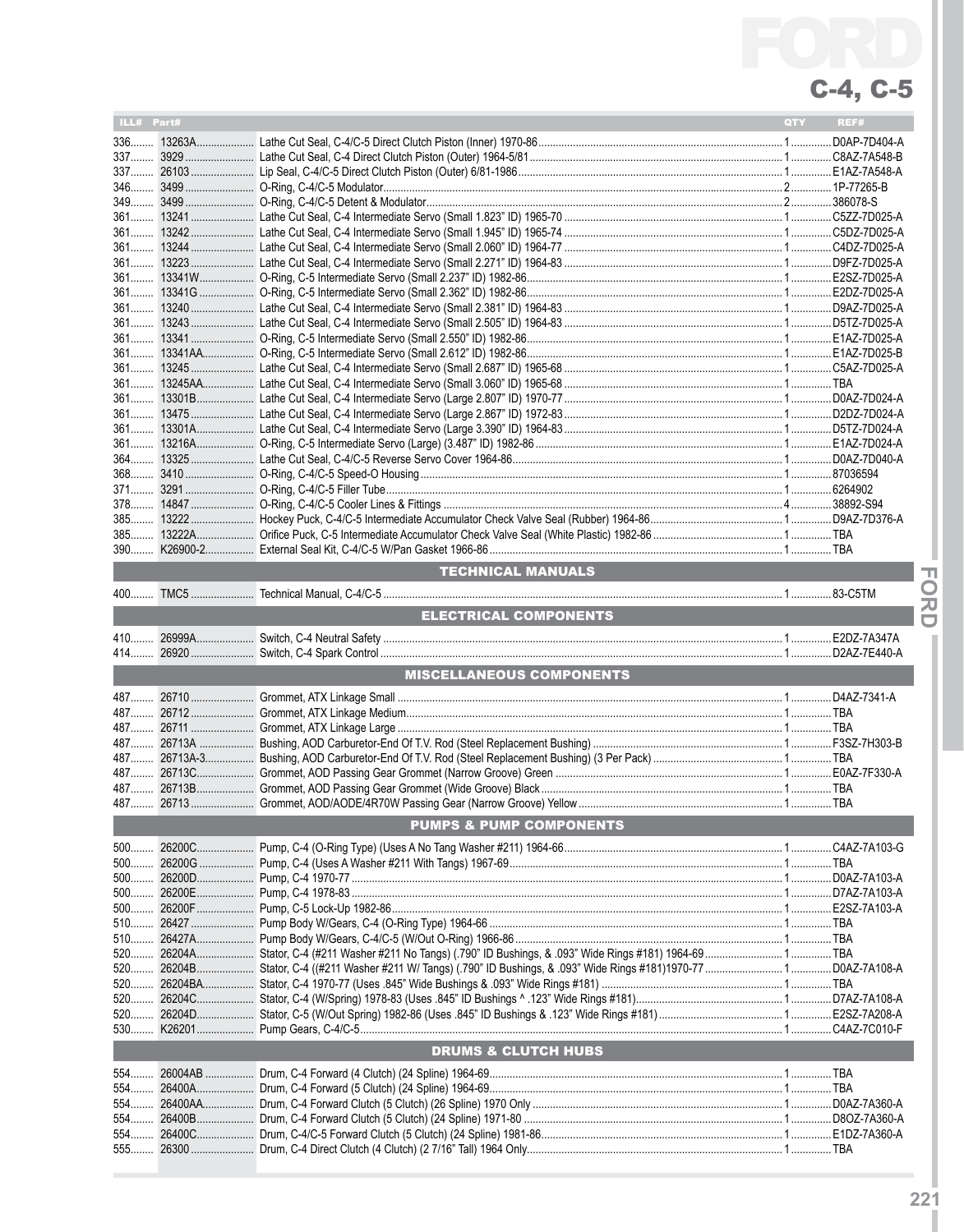# FORD

## C-4, C-5

| ILL# | Part# | | QTY | REF# |
|---|---|---|---|---|
| 336 | 13263A | Lathe Cut Seal, C-4/C-5 Direct Clutch Piston (Inner) 1970-86 | 1 | D0AP-7D404-A |
| 337 | 3929 | Lathe Cut Seal, C-4 Direct Clutch Piston (Outer) 1964-5/81 | 1 | C8AZ-7A548-B |
| 337 | 26103 | Lip Seal, C-4/C-5 Direct Clutch Piston (Outer) 6/81-1986 | 1 | E1AZ-7A548-A |
| 346 | 3499 | O-Ring, C-4/C-5 Modulator | 2 | 1P-77265-B |
| 349 | 3499 | O-Ring, C-4/C-5 Detent & Modulator | 2 | 386078-S |
| 361 | 13241 | Lathe Cut Seal, C-4 Intermediate Servo (Small 1.823" ID) 1965-70 | 1 | C5ZZ-7D025-A |
| 361 | 13242 | Lathe Cut Seal, C-4 Intermediate Servo (Small 1.945" ID) 1965-74 | 1 | C5DZ-7D025-A |
| 361 | 13244 | Lathe Cut Seal, C-4 Intermediate Servo (Small 2.060" ID) 1964-77 | 1 | C4DZ-7D025-A |
| 361 | 13223 | Lathe Cut Seal, C-4 Intermediate Servo (Small 2.271" ID) 1964-83 | 1 | D9FZ-7D025-A |
| 361 | 13341W | O-Ring, C-5 Intermediate Servo (Small 2.237" ID) 1982-86 | 1 | E2SZ-7D025-A |
| 361 | 13341G | O-Ring, C-5 Intermediate Servo (Small 2.362" ID) 1982-86 | 1 | E2DZ-7D025-A |
| 361 | 13240 | Lathe Cut Seal, C-4 Intermediate Servo (Small 2.381" ID) 1964-83 | 1 | D9AZ-7D025-A |
| 361 | 13243 | Lathe Cut Seal, C-4 Intermediate Servo (Small 2.505" ID) 1964-83 | 1 | D5TZ-7D025-A |
| 361 | 13341 | O-Ring, C-5 Intermediate Servo (Small 2.550" ID) 1982-86 | 1 | E1AZ-7D025-A |
| 361 | 13341AA | O-Ring, C-5 Intermediate Servo (Small 2.612" ID) 1982-86 | 1 | E1AZ-7D025-B |
| 361 | 13245 | Lathe Cut Seal, C-4 Intermediate Servo (Small 2.687" ID) 1965-68 | 1 | C5AZ-7D025-A |
| 361 | 13245AA | Lathe Cut Seal, C-4 Intermediate Servo (Small 3.060" ID) 1965-68 | 1 | TBA |
| 361 | 13301B | Lathe Cut Seal, C-4 Intermediate Servo (Large 2.807" ID) 1970-77 | 1 | D0AZ-7D024-A |
| 361 | 13475 | Lathe Cut Seal, C-4 Intermediate Servo (Large 2.867" ID) 1972-83 | 1 | D2DZ-7D024-A |
| 361 | 13301A | Lathe Cut Seal, C-4 Intermediate Servo (Large 3.390" ID) 1964-83 | 1 | D5TZ-7D024-A |
| 361 | 13216A | O-Ring, C-5 Intermediate Servo (Large) (3.487" ID) 1982-86 | 1 | E1AZ-7D024-A |
| 364 | 13325 | Lathe Cut Seal, C-4/C-5 Reverse Servo Cover 1964-86 | 1 | D0AZ-7D040-A |
| 368 | 3410 | O-Ring, C-4/C-5 Speed-O Housing | 1 | 87036594 |
| 371 | 3291 | O-Ring, C-4/C-5 Filler Tube | 1 | 6264902 |
| 378 | 14847 | O-Ring, C-4/C-5 Cooler Lines & Fittings | 4 | 38892-S94 |
| 385 | 13222 | Hockey Puck, C-4/C-5 Intermediate Accumulator Check Valve Seal (Rubber) 1964-86 | 1 | D9AZ-7D376-A |
| 385 | 13222A | Orifice Puck, C-5 Intermediate Accumulator Check Valve Seal (White Plastic) 1982-86 | 1 | TBA |
| 390 | K26900-2 | External Seal Kit, C-4/C-5 W/Pan Gasket 1966-86 | 1 | TBA |
| | | **TECHNICAL MANUALS** | | |
| 400 | TMC5 | Technical Manual, C-4/C-5 | 1 | 83-C5TM |
| | | **ELECTRICAL COMPONENTS** | | |
| 410 | 26999A | Switch, C-4 Neutral Safety | 1 | E2DZ-7A347A |
| 414 | 26920 | Switch, C-4 Spark Control | 1 | D2AZ-7E440-A |
| | | **MISCELLANEOUS COMPONENTS** | | |
| 487 | 26710 | Grommet, ATX Linkage Small | 1 | D4AZ-7341-A |
| 487 | 26712 | Grommet, ATX Linkage Medium | 1 | TBA |
| 487 | 26711 | Grommet, ATX Linkage Large | 1 | TBA |
| 487 | 26713A | Bushing, AOD Carburetor-End Of T.V. Rod (Steel Replacement Bushing) | 1 | F3SZ-7H303-B |
| 487 | 26713A-3 | Bushing, AOD Carburetor-End Of T.V. Rod (Steel Replacement Bushing) (3 Per Pack) | 1 | TBA |
| 487 | 26713C | Grommet, AOD Passing Gear Grommet (Narrow Groove) Green | 1 | E0AZ-7F330-A |
| 487 | 26713B | Grommet, AOD Passing Gear Grommet (Wide Groove) Black | 1 | TBA |
| 487 | 26713 | Grommet, AOD/AODE/4R70W Passing Gear (Narrow Groove) Yellow | 1 | TBA |
| | | **PUMPS & PUMP COMPONENTS** | | |
| 500 | 26200C | Pump, C-4 (O-Ring Type) (Uses A No Tang Washer #211) 1964-66 | 1 | C4AZ-7A103-G |
| 500 | 26200G | Pump, C-4 (Uses A Washer #211 With Tangs) 1967-69 | 1 | TBA |
| 500 | 26200D | Pump, C-4 1970-77 | 1 | D0AZ-7A103-A |
| 500 | 26200E | Pump, C-4 1978-83 | 1 | D7AZ-7A103-A |
| 500 | 26200F | Pump, C-5 Lock-Up 1982-86 | 1 | E2SZ-7A103-A |
| 510 | 26427 | Pump Body W/Gears, C-4 (O-Ring Type) 1964-66 | 1 | TBA |
| 510 | 26427A | Pump Body W/Gears, C-4/C-5 (W/Out O-Ring) 1966-86 | 1 | TBA |
| 520 | 26204A | Stator, C-4 (#211 Washer #211 No Tangs) (.790" ID Bushings, & .093" Wide Rings #181) 1964-69 | 1 | TBA |
| 520 | 26204B | Stator, C-4 ((#211 Washer #211 W/ Tangs) (.790" ID Bushings, & .093" Wide Rings #181)1970-77 | 1 | D0AZ-7A108-A |
| 520 | 26204BA | Stator, C-4 1970-77 (Uses .845" Wide Bushings & .093" Wide Rings #181) | 1 | TBA |
| 520 | 26204C | Stator, C-4 (W/Spring) 1978-83 (Uses .845" ID Bushings ^ .123" Wide Rings #181) | 1 | D7AZ-7A108-A |
| 520 | 26204D | Stator, C-5 (W/Out Spring) 1982-86 (Uses .845" ID Bushings & .123" Wide Rings #181) | 1 | E2SZ-7A208-A |
| 530 | K26201 | Pump Gears, C-4/C-5 | 1 | C4AZ-7C010-F |
| | | **DRUMS & CLUTCH HUBS** | | |
| 554 | 26004AB | Drum, C-4 Forward (4 Clutch) (24 Spline) 1964-69 | 1 | TBA |
| 554 | 26400A | Drum, C-4 Forward (5 Clutch) (24 Spline) 1964-69 | 1 | TBA |
| 554 | 26400AA | Drum, C-4 Forward Clutch (5 Clutch) (26 Spline) 1970 Only | 1 | D0AZ-7A360-A |
| 554 | 26400B | Drum, C-4 Forward Clutch (5 Clutch) (24 Spline) 1971-80 | 1 | D8OZ-7A360-A |
| 554 | 26400C | Drum, C-4/C-5 Forward Clutch (5 Clutch) (24 Spline) 1981-86 | 1 | E1DZ-7A360-A |
| 555 | 26300 | Drum, C-4 Direct Clutch (4 Clutch) (2 7/16" Tall) 1964 Only | 1 | TBA |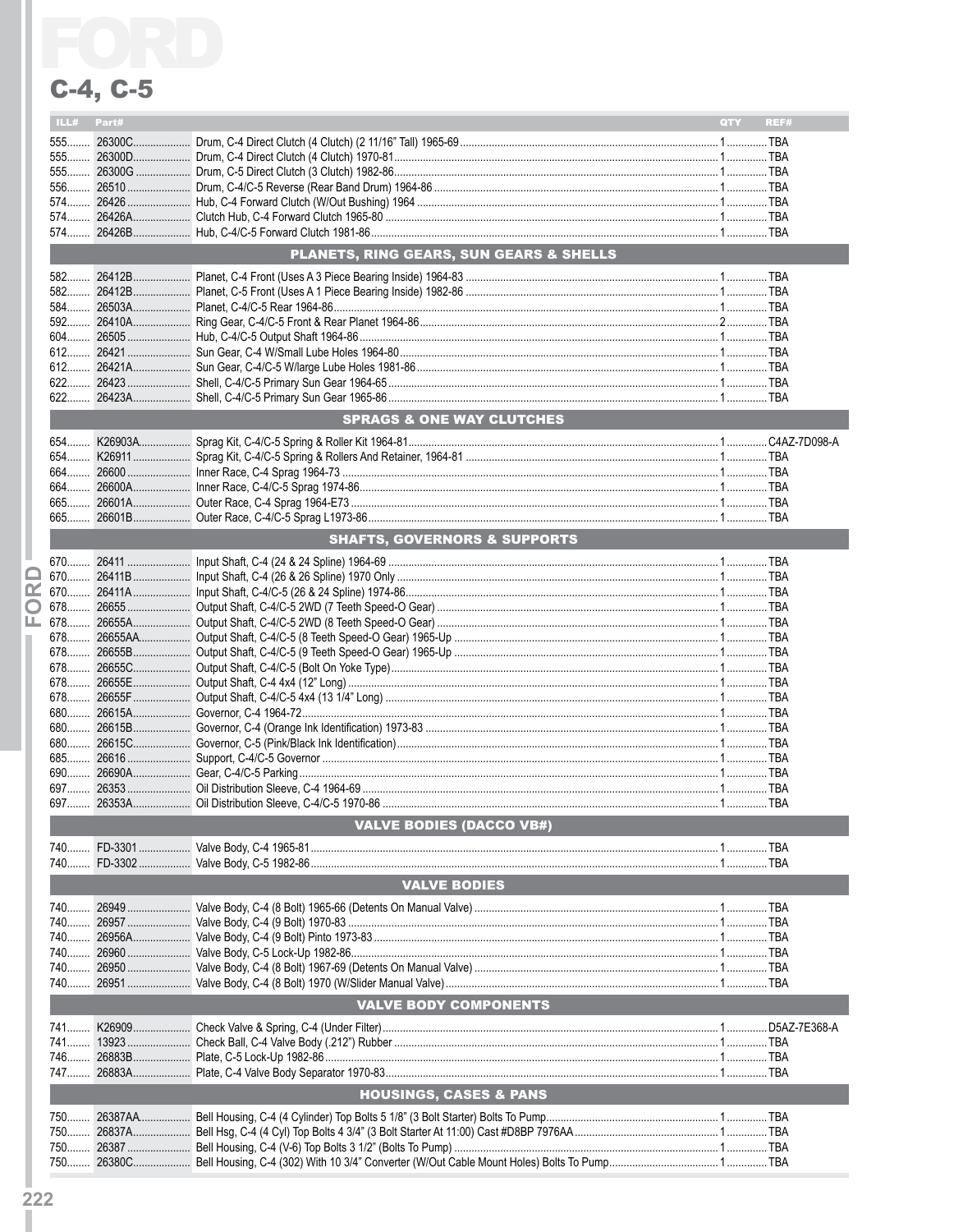# FORD

## C-4, C-5

| ILL# | Part# | | QTY | REF# |
|---|---|---|---|---|
| 555 | 26300C | Drum, C-4 Direct Clutch (4 Clutch) (2 11/16" Tall) 1965-69 | 1 | TBA |
| 555 | 26300D | Drum, C-4 Direct Clutch (4 Clutch) 1970-81 | 1 | TBA |
| 555 | 26300G | Drum, C-5 Direct Clutch (3 Clutch) 1982-86 | 1 | TBA |
| 556 | 26510 | Drum, C-4/C-5 Reverse (Rear Band Drum) 1964-86 | 1 | TBA |
| 574 | 26426 | Hub, C-4 Forward Clutch (W/Out Bushing) 1964 | 1 | TBA |
| 574 | 26426A | Clutch Hub, C-4 Forward Clutch 1965-80 | 1 | TBA |
| 574 | 26426B | Hub, C-4/C-5 Forward Clutch 1981-86 | 1 | TBA |
| | | **PLANETS, RING GEARS, SUN GEARS & SHELLS** | | |
| 582 | 26412B | Planet, C-4 Front (Uses A 3 Piece Bearing Inside) 1964-83 | 1 | TBA |
| 582 | 26412B | Planet, C-5 Front (Uses A 1 Piece Bearing Inside) 1982-86 | 1 | TBA |
| 584 | 26503A | Planet, C-4/C-5 Rear 1964-86 | 1 | TBA |
| 592 | 26410A | Ring Gear, C-4/C-5 Front & Rear Planet 1964-86 | 2 | TBA |
| 604 | 26505 | Hub, C-4/C-5 Output Shaft 1964-86 | 1 | TBA |
| 612 | 26421 | Sun Gear, C-4 W/Small Lube Holes 1964-80 | 1 | TBA |
| 612 | 26421A | Sun Gear, C-4/C-5 W/large Lube Holes 1981-86 | 1 | TBA |
| 622 | 26423 | Shell, C-4/C-5 Primary Sun Gear 1964-65 | 1 | TBA |
| 622 | 26423A | Shell, C-4/C-5 Primary Sun Gear 1965-86 | 1 | TBA |
| | | **SPRAGS & ONE WAY CLUTCHES** | | |
| 654 | K26903A | Sprag Kit, C-4/C-5 Spring & Roller Kit 1964-81 | 1 | C4AZ-7D098-A |
| 654 | K26911 | Sprag Kit, C-4/C-5 Spring & Rollers And Retainer, 1964-81 | 1 | TBA |
| 664 | 26600 | Inner Race, C-4 Sprag 1964-73 | 1 | TBA |
| 664 | 26600A | Inner Race, C-4/C-5 Sprag 1974-86 | 1 | TBA |
| 665 | 26601A | Outer Race, C-4 Sprag 1964-E73 | 1 | TBA |
| 665 | 26601B | Outer Race, C-4/C-5 Sprag L1973-86 | 1 | TBA |
| | | **SHAFTS, GOVERNORS & SUPPORTS** | | |
| 670 | 26411 | Input Shaft, C-4 (24 & 24 Spline) 1964-69 | 1 | TBA |
| 670 | 26411B | Input Shaft, C-4 (26 & 26 Spline) 1970 Only | 1 | TBA |
| 670 | 26411A | Input Shaft, C-4/C-5 (26 & 24 Spline) 1974-86 | 1 | TBA |
| 678 | 26655 | Output Shaft, C-4/C-5 2WD (7 Teeth Speed-O Gear) | 1 | TBA |
| 678 | 26655A | Output Shaft, C-4/C-5 2WD (8 Teeth Speed-O Gear) | 1 | TBA |
| 678 | 26655AA | Output Shaft, C-4/C-5 (8 Teeth Speed-O Gear) 1965-Up | 1 | TBA |
| 678 | 26655B | Output Shaft, C-4/C-5 (9 Teeth Speed-O Gear) 1965-Up | 1 | TBA |
| 678 | 26655C | Output Shaft, C-4/C-5 (Bolt On Yoke Type) | 1 | TBA |
| 678 | 26655E | Output Shaft, C-4 4x4 (12" Long) | 1 | TBA |
| 678 | 26655F | Output Shaft, C-4/C-5 4x4 (13 1/4" Long) | 1 | TBA |
| 680 | 26615A | Governor, C-4 1964-72 | 1 | TBA |
| 680 | 26615B | Governor, C-4 (Orange Ink Identification) 1973-83 | 1 | TBA |
| 680 | 26615C | Governor, C-5 (Pink/Black Ink Identification) | 1 | TBA |
| 685 | 26616 | Support, C-4/C-5 Governor | 1 | TBA |
| 690 | 26690A | Gear, C-4/C-5 Parking | 1 | TBA |
| 697 | 26353 | Oil Distribution Sleeve, C-4 1964-69 | 1 | TBA |
| 697 | 26353A | Oil Distribution Sleeve, C-4/C-5 1970-86 | 1 | TBA |
| | | **VALVE BODIES (DACCO VB#)** | | |
| 740 | FD-3301 | Valve Body, C-4 1965-81 | 1 | TBA |
| 740 | FD-3302 | Valve Body, C-5 1982-86 | 1 | TBA |
| | | **VALVE BODIES** | | |
| 740 | 26949 | Valve Body, C-4 (8 Bolt) 1965-66 (Detents On Manual Valve) | 1 | TBA |
| 740 | 26957 | Valve Body, C-4 (9 Bolt) 1970-83 | 1 | TBA |
| 740 | 26956A | Valve Body, C-4 (9 Bolt) Pinto 1973-83 | 1 | TBA |
| 740 | 26960 | Valve Body, C-5 Lock-Up 1982-86 | 1 | TBA |
| 740 | 26950 | Valve Body, C-4 (8 Bolt) 1967-69 (Detents On Manual Valve) | 1 | TBA |
| 740 | 26951 | Valve Body, C-4 (8 Bolt) 1970 (W/Slider Manual Valve) | 1 | TBA |
| | | **VALVE BODY COMPONENTS** | | |
| 741 | K26909 | Check Valve & Spring, C-4 (Under Filter) | 1 | D5AZ-7E368-A |
| 741 | 13923 | Check Ball, C-4 Valve Body (.212") Rubber | 1 | TBA |
| 746 | 26883B | Plate, C-5 Lock-Up 1982-86 | 1 | TBA |
| 747 | 26883A | Plate, C-4 Valve Body Separator 1970-83 | 1 | TBA |
| | | **HOUSINGS, CASES & PANS** | | |
| 750 | 26387AA | Bell Housing, C-4 (4 Cylinder) Top Bolts 5 1/8" (3 Bolt Starter) Bolts To Pump | 1 | TBA |
| 750 | 26837A | Bell Hsg, C-4 (4 Cyl) Top Bolts 4 3/4" (3 Bolt Starter At 11:00) Cast #D8BP 7976AA | 1 | TBA |
| 750 | 26387 | Bell Housing, C-4 (V-6) Top Bolts 3 1/2" (Bolts To Pump) | 1 | TBA |
| 750 | 26380C | Bell Housing, C-4 (302) With 10 3/4" Converter (W/Out Cable Mount Holes) Bolts To Pump | 1 | TBA |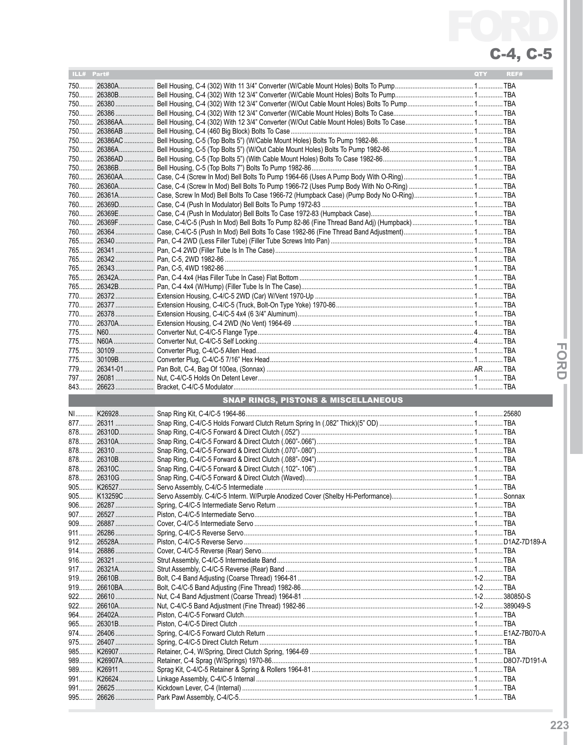# FORD

## C-4, C-5

| ILL# | Part# | | QTY | REF# |
|---|---|---|---|---|
| 750 | 26380A | Bell Housing, C-4 (302) With 11 3/4" Converter (W/Cable Mount Holes) Bolts To Pump | 1 | TBA |
| 750 | 26380B | Bell Housing, C-4 (302) With 12 3/4" Converter (W/Cable Mount Holes) Bolts To Pump | 1 | TBA |
| 750 | 26380 | Bell Housing, C-4 (302) With 12 3/4" Converter (W/Out Cable Mount Holes) Bolts To Pump | 1 | TBA |
| 750 | 26386 | Bell Housing, C-4 (302) With 12 3/4" Converter (W/Cable Mount Holes) Bolts To Case | 1 | TBA |
| 750 | 26386AA | Bell Housing, C-4 (302) With 12 3/4" Converter (W/Out Cable Mount Holes) Bolts To Case | 1 | TBA |
| 750 | 26386AB | Bell Housing, C-4 (460 Big Block) Bolts To Case | 1 | TBA |
| 750 | 26386AC | Bell Housing, C-5 (Top Bolts 5") (W/Cable Mount Holes) Bolts To Pump 1982-86 | 1 | TBA |
| 750 | 26386A | Bell Housing, C-5 (Top Bolts 5") (W/Out Cable Mount Holes) Bolts To Pump 1982-86 | 1 | TBA |
| 750 | 26386AD | Bell Housing, C-5 (Top Bolts 5") (With Cable Mount Holes) Bolts To Case 1982-86 | 1 | TBA |
| 750 | 26386B | Bell Housing, C-5 (Top Bolts 7") Bolts To Pump 1982-86 | 1 | TBA |
| 760 | 26360AA | Case, C-4 (Screw In Mod) Bell Bolts To Pump 1964-66 (Uses A Pump Body With O-Ring) | 1 | TBA |
| 760 | 26360A | Case, C-4 (Screw In Mod) Bell Bolts To Pump 1966-72 (Uses Pump Body With No O-Ring) | 1 | TBA |
| 760 | 26361A | Case, Screw In Mod) Bell Bolts To Case 1966-72 (Humpback Case) (Pump Body No O-Ring) | 1 | TBA |
| 760 | 26369D | Case, C-4 (Push In Modulator) Bell Bolts To Pump 1972-83 | 1 | TBA |
| 760 | 26369E | Case, C-4 (Push In Modulator) Bell Bolts To Case 1972-83 (Humpback Case) | 1 | TBA |
| 760 | 26369F | Case, C-4/C-5 (Push In Mod) Bell Bolts To Pump 82-86 (Fine Thread Band Adj) (Humpback) | 1 | TBA |
| 760 | 26364 | Case, C-4/C-5 (Push In Mod) Bell Bolts To Case 1982-86 (Fine Thread Band Adjustment) | 1 | TBA |
| 765 | 26340 | Pan, C-4 2WD (Less Filler Tube) (Filler Tube Screws Into Pan) | 1 | TBA |
| 765 | 26341 | Pan, C-4 2WD (Filler Tube Is In The Case) | 1 | TBA |
| 765 | 26342 | Pan, C-5, 2WD 1982-86 | 1 | TBA |
| 765 | 26343 | Pan, C-5, 4WD 1982-86 | 1 | TBA |
| 765 | 26342A | Pan, C-4 4x4 (Has Filler Tube In Case) Flat Bottom | 1 | TBA |
| 765 | 26342B | Pan, C-4 4x4 (W/Hump) (Filler Tube Is In The Case) | 1 | TBA |
| 770 | 26372 | Extension Housing, C-4/C-5 2WD (Car) W/Vent 1970-Up | 1 | TBA |
| 770 | 26377 | Extension Housing, C-4/C-5 (Truck, Bolt-On Type Yoke) 1970-86 | 1 | TBA |
| 770 | 26378 | Extension Housing, C-4/C-5 4x4 (6 3/4" Aluminum) | 1 | TBA |
| 770 | 26370A | Extension Housing, C-4 2WD (No Vent) 1964-69 | 1 | TBA |
| 775 | N60 | Converter Nut, C-4/C-5 Flange Type | 4 | TBA |
| 775 | N60A | Converter Nut, C-4/C-5 Self Locking | 4 | TBA |
| 775 | 30109 | Converter Plug, C-4/C-5 Allen Head | 1 | TBA |
| 775 | 30109B | Converter Plug, C-4/C-5 7/16" Hex Head | 1 | TBA |
| 779 | 26341-01 | Pan Bolt, C-4, Bag Of 100ea, (Sonnax) | AR | TBA |
| 797 | 26081 | Nut, C-4/C-5 Holds On Detent Lever | 1 | TBA |
| 843 | 26623 | Bracket, C-4/C-5 Modulator | 1 | TBA |

### SNAP RINGS, PISTONS & MISCELLANEOUS

| ILL# | Part# | | QTY | REF# |
|---|---|---|---|---|
| NI | K26928 | Snap Ring Kit, C-4/C-5 1964-86 | 1 | 25680 |
| 877 | 26311 | Snap Ring, C-4/C-5 Holds Forward Clutch Return Spring In (.082" Thick)(5" OD) | 1 | TBA |
| 878 | 26310D | Snap Ring, C-4/C-5 Forward & Direct Clutch (.052") | 1 | TBA |
| 878 | 26310A | Snap Ring, C-4/C-5 Forward & Direct Clutch (.060"-.066") | 1 | TBA |
| 878 | 26310 | Snap Ring, C-4/C-5 Forward & Direct Clutch (.070"-.080") | 1 | TBA |
| 878 | 26310B | Snap Ring, C-4/C-5 Forward & Direct Clutch (.088"-.094") | 1 | TBA |
| 878 | 26310C | Snap Ring, C-4/C-5 Forward & Direct Clutch (.102"-.106") | 1 | TBA |
| 878 | 26310G | Snap Ring, C-4/C-5 Forward & Direct Clutch (Waved) | 1 | TBA |
| 905 | K26527 | Servo Assembly, C-4/C-5 Intermediate | 1 | TBA |
| 905 | K13259C | Servo Assembly. C-4/C-5 Interm. W/Purple Anodized Cover (Shelby Hi-Performance) | 1 | Sonnax |
| 906 | 26287 | Spring, C-4/C-5 Intermediate Servo Return | 1 | TBA |
| 907 | 26527 | Piston, C-4/C-5 Intermediate Servo | 1 | TBA |
| 909 | 26887 | Cover, C-4/C-5 Intermediate Servo | 1 | TBA |
| 911 | 26286 | Spring, C-4/C-5 Reverse Servo | 1 | TBA |
| 912 | 26528A | Piston, C-4/C-5 Reverse Servo | 1 | D1AZ-7D189-A |
| 914 | 26886 | Cover, C-4/C-5 Reverse (Rear) Servo | 1 | TBA |
| 916 | 26321 | Strut Assembly, C-4/C-5 Intermediate Band | 1 | TBA |
| 917 | 26321A | Strut Assembly, C-4/C-5 Reverse (Rear) Band | 1 | TBA |
| 919 | 26610B | Bolt, C-4 Band Adjusting (Coarse Thread) 1964-81 | 1-2 | TBA |
| 919 | 26610BA | Bolt, C-4/C-5 Band Adjusting (Fine Thread) 1982-86 | 1-2 | TBA |
| 922 | 26610 | Nut, C-4 Band Adjustment (Coarse Thread) 1964-81 | 1-2 | 380850-S |
| 922 | 26610A | Nut, C-4/C-5 Band Adjustment (Fine Thread) 1982-86 | 1-2 | 389049-S |
| 964 | 26402A | Piston, C-4/C-5 Forward Clutch | 1 | TBA |
| 965 | 26301B | Piston, C-4/C-5 Direct Clutch | 1 | TBA |
| 974 | 26406 | Spring, C-4/C-5 Forward Clutch Return | 1 | E1AZ-7B070-A |
| 975 | 26407 | Spring, C-4/C-5 Direct Clutch Return | 1 | TBA |
| 985 | K26907 | Retainer, C-4, W/Spring, Direct Clutch Spring, 1964-69 | 1 | TBA |
| 989 | K26907A | Retainer, C-4 Sprag (W/Springs) 1970-86 | 1 | D8O7-7D191-A |
| 989 | K26911 | Sprag Kit, C-4/C-5 Retainer & Spring & Rollers 1964-81 | 1 | TBA |
| 991 | K26624 | Linkage Assembly, C-4/C-5 Internal | 1 | TBA |
| 991 | 26625 | Kickdown Lever, C-4 (Internal) | 1 | TBA |
| 995 | 26626 | Park Pawl Assembly, C-4/C-5 | 1 | TBA |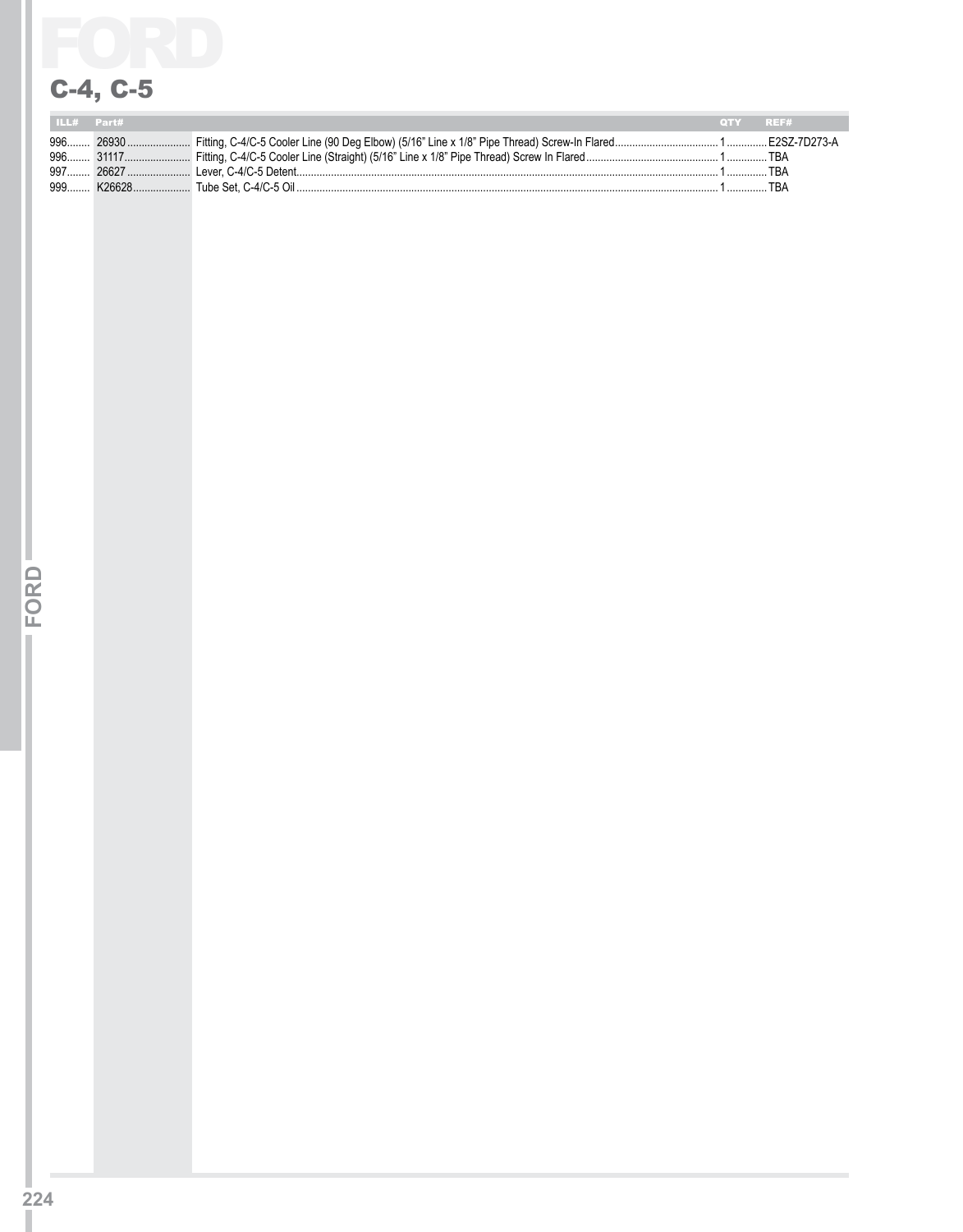# FORD

## C-4, C-5

| ILL# | Part# | | QTY | REF# |
|---|---|---|---|---|
| 996 | 26930 | Fitting, C-4/C-5 Cooler Line (90 Deg Elbow) (5/16" Line x 1/8" Pipe Thread) Screw-In Flared | 1 | E2SZ-7D273-A |
| 996 | 31117 | Fitting, C-4/C-5 Cooler Line (Straight) (5/16" Line x 1/8" Pipe Thread) Screw In Flared | 1 | TBA |
| 997 | 26627 | Lever, C-4/C-5 Detent | 1 | TBA |
| 999 | K26628 | Tube Set, C-4/C-5 Oil | 1 | TBA |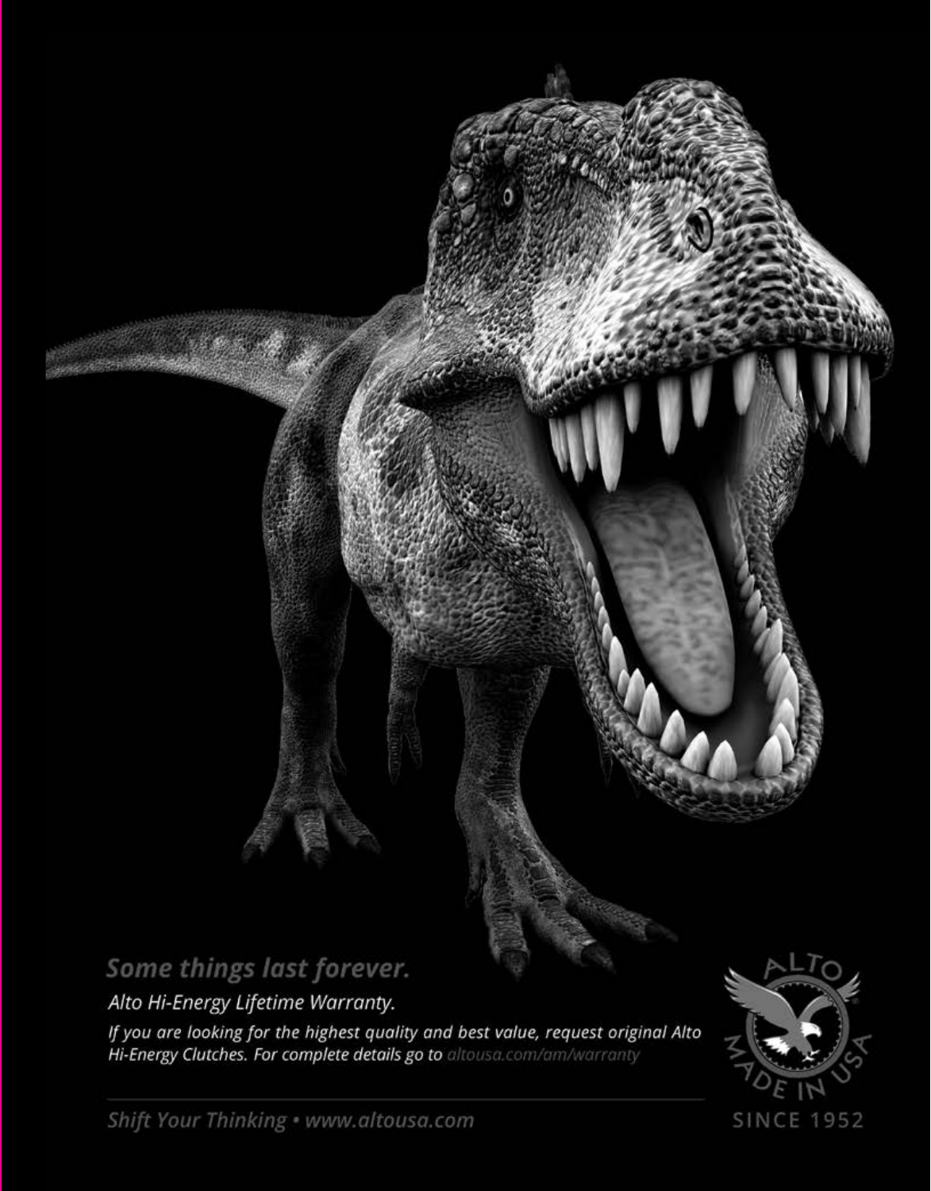**Some things last forever.**

*Alto Hi-Energy Lifetime Warranty.*

*If you are looking for the highest quality and best value, request original Alto Hi-Energy Clutches. For complete details go to altousa.com/am/warranty*

ALTO MADE IN USA

SINCE 1952

*Shift Your Thinking • www.altousa.com*